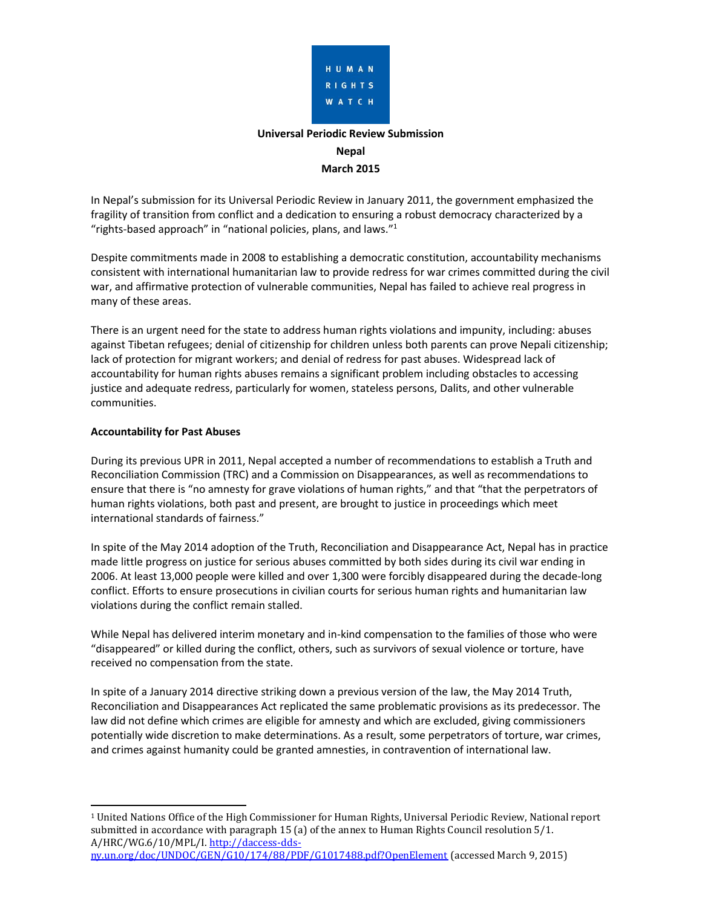HUMAN RIGHTS WATCH

**Universal Periodic Review Submission**

**Nepal**

**March 2015**

In Nepal's submission for its Universal Periodic Review in January 2011, the government emphasized the fragility of transition from conflict and a dedication to ensuring a robust democracy characterized by a "rights-based approach" in "national policies, plans, and laws."[1]

Despite commitments made in 2008 to establishing a democratic constitution, accountability mechanisms consistent with international humanitarian law to provide redress for war crimes committed during the civil war, and affirmative protection of vulnerable communities, Nepal has failed to achieve real progress in many of these areas.

There is an urgent need for the state to address human rights violations and impunity, including: abuses against Tibetan refugees; denial of citizenship for children unless both parents can prove Nepali citizenship; lack of protection for migrant workers; and denial of redress for past abuses. Widespread lack of accountability for human rights abuses remains a significant problem including obstacles to accessing justice and adequate redress, particularly for women, stateless persons, Dalits, and other vulnerable communities.

**Accountability for Past Abuses**

During its previous UPR in 2011, Nepal accepted a number of recommendations to establish a Truth and Reconciliation Commission (TRC) and a Commission on Disappearances, as well as recommendations to ensure that there is "no amnesty for grave violations of human rights," and that "that the perpetrators of human rights violations, both past and present, are brought to justice in proceedings which meet international standards of fairness."

In spite of the May 2014 adoption of the Truth, Reconciliation and Disappearance Act, Nepal has in practice made little progress on justice for serious abuses committed by both sides during its civil war ending in 2006. At least 13,000 people were killed and over 1,300 were forcibly disappeared during the decade-long conflict. Efforts to ensure prosecutions in civilian courts for serious human rights and humanitarian law violations during the conflict remain stalled.

While Nepal has delivered interim monetary and in-kind compensation to the families of those who were "disappeared" or killed during the conflict, others, such as survivors of sexual violence or torture, have received no compensation from the state.

In spite of a January 2014 directive striking down a previous version of the law, the May 2014 Truth, Reconciliation and Disappearances Act replicated the same problematic provisions as its predecessor. The law did not define which crimes are eligible for amnesty and which are excluded, giving commissioners potentially wide discretion to make determinations. As a result, some perpetrators of torture, war crimes, and crimes against humanity could be granted amnesties, in contravention of international law.

---

[1] United Nations Office of the High Commissioner for Human Rights, Universal Periodic Review, National report submitted in accordance with paragraph 15 (a) of the annex to Human Rights Council resolution 5/1. A/HRC/WG.6/10/MPL/I. http://daccess-dds-ny.un.org/doc/UNDOC/GEN/G10/174/88/PDF/G1017488.pdf?OpenElement (accessed March 9, 2015)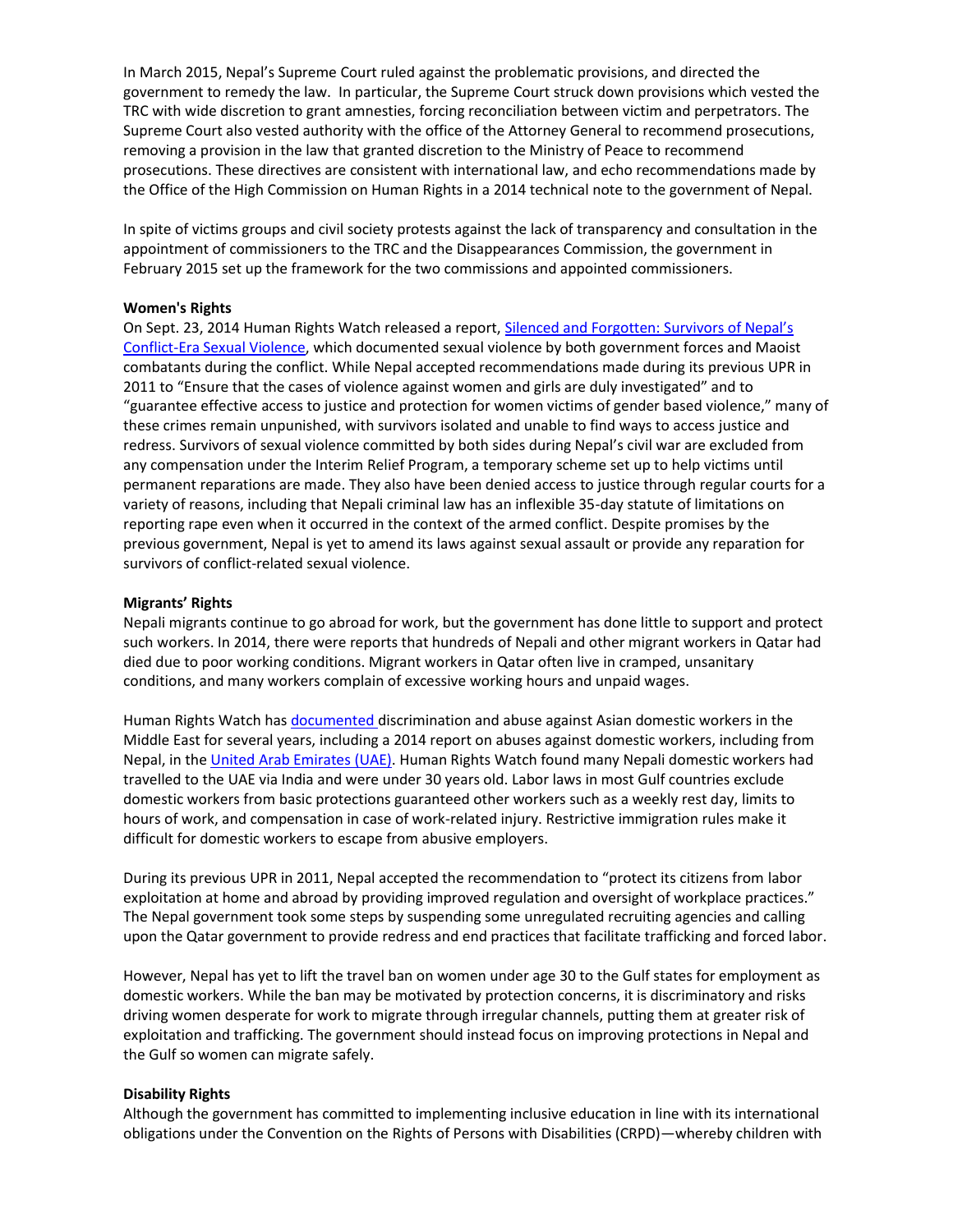In March 2015, Nepal's Supreme Court ruled against the problematic provisions, and directed the government to remedy the law. In particular, the Supreme Court struck down provisions which vested the TRC with wide discretion to grant amnesties, forcing reconciliation between victim and perpetrators. The Supreme Court also vested authority with the office of the Attorney General to recommend prosecutions, removing a provision in the law that granted discretion to the Ministry of Peace to recommend prosecutions. These directives are consistent with international law, and echo recommendations made by the Office of the High Commission on Human Rights in a 2014 technical note to the government of Nepal.

In spite of victims groups and civil society protests against the lack of transparency and consultation in the appointment of commissioners to the TRC and the Disappearances Commission, the government in February 2015 set up the framework for the two commissions and appointed commissioners.

**Women's Rights**

On Sept. 23, 2014 Human Rights Watch released a report, [Silenced and Forgotten: Survivors of Nepal's Conflict-Era Sexual Violence](), which documented sexual violence by both government forces and Maoist combatants during the conflict. While Nepal accepted recommendations made during its previous UPR in 2011 to "Ensure that the cases of violence against women and girls are duly investigated" and to "guarantee effective access to justice and protection for women victims of gender based violence," many of these crimes remain unpunished, with survivors isolated and unable to find ways to access justice and redress. Survivors of sexual violence committed by both sides during Nepal's civil war are excluded from any compensation under the Interim Relief Program, a temporary scheme set up to help victims until permanent reparations are made. They also have been denied access to justice through regular courts for a variety of reasons, including that Nepali criminal law has an inflexible 35-day statute of limitations on reporting rape even when it occurred in the context of the armed conflict. Despite promises by the previous government, Nepal is yet to amend its laws against sexual assault or provide any reparation for survivors of conflict-related sexual violence.

**Migrants' Rights**

Nepali migrants continue to go abroad for work, but the government has done little to support and protect such workers. In 2014, there were reports that hundreds of Nepali and other migrant workers in Qatar had died due to poor working conditions. Migrant workers in Qatar often live in cramped, unsanitary conditions, and many workers complain of excessive working hours and unpaid wages.

Human Rights Watch has [documented]() discrimination and abuse against Asian domestic workers in the Middle East for several years, including a 2014 report on abuses against domestic workers, including from Nepal, in the [United Arab Emirates (UAE)](). Human Rights Watch found many Nepali domestic workers had travelled to the UAE via India and were under 30 years old. Labor laws in most Gulf countries exclude domestic workers from basic protections guaranteed other workers such as a weekly rest day, limits to hours of work, and compensation in case of work-related injury. Restrictive immigration rules make it difficult for domestic workers to escape from abusive employers.

During its previous UPR in 2011, Nepal accepted the recommendation to "protect its citizens from labor exploitation at home and abroad by providing improved regulation and oversight of workplace practices." The Nepal government took some steps by suspending some unregulated recruiting agencies and calling upon the Qatar government to provide redress and end practices that facilitate trafficking and forced labor.

However, Nepal has yet to lift the travel ban on women under age 30 to the Gulf states for employment as domestic workers. While the ban may be motivated by protection concerns, it is discriminatory and risks driving women desperate for work to migrate through irregular channels, putting them at greater risk of exploitation and trafficking. The government should instead focus on improving protections in Nepal and the Gulf so women can migrate safely.

**Disability Rights**

Although the government has committed to implementing inclusive education in line with its international obligations under the Convention on the Rights of Persons with Disabilities (CRPD)—whereby children with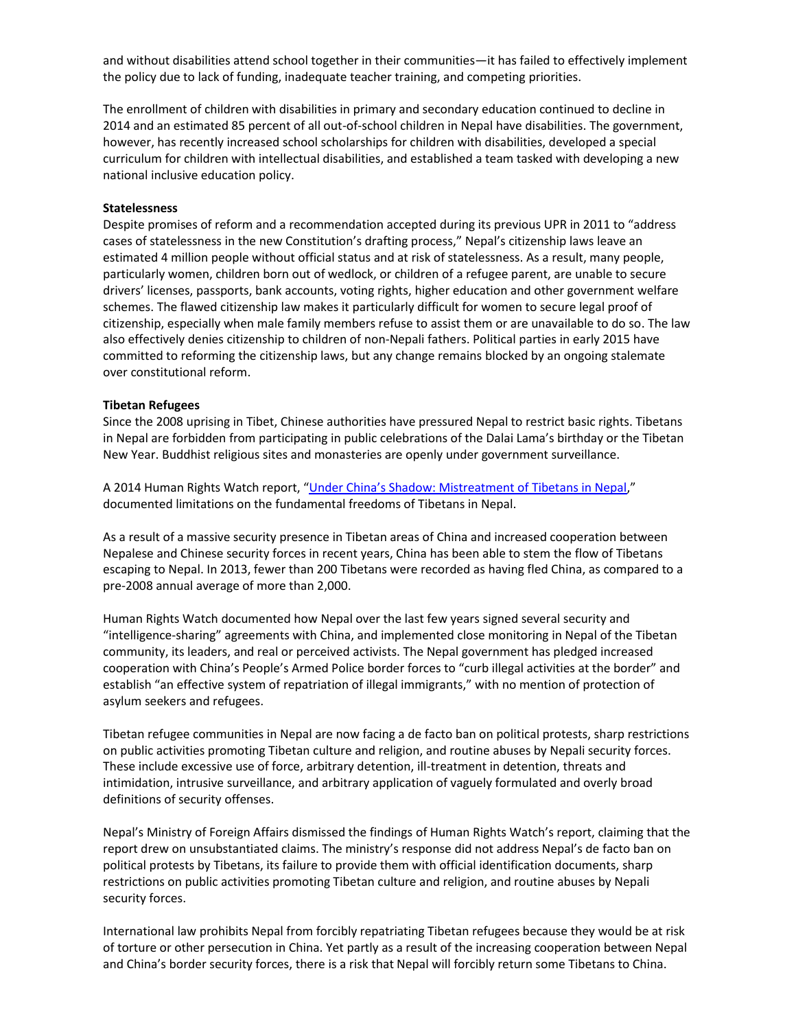and without disabilities attend school together in their communities—it has failed to effectively implement the policy due to lack of funding, inadequate teacher training, and competing priorities.

The enrollment of children with disabilities in primary and secondary education continued to decline in 2014 and an estimated 85 percent of all out-of-school children in Nepal have disabilities. The government, however, has recently increased school scholarships for children with disabilities, developed a special curriculum for children with intellectual disabilities, and established a team tasked with developing a new national inclusive education policy.

**Statelessness**

Despite promises of reform and a recommendation accepted during its previous UPR in 2011 to "address cases of statelessness in the new Constitution's drafting process," Nepal's citizenship laws leave an estimated 4 million people without official status and at risk of statelessness. As a result, many people, particularly women, children born out of wedlock, or children of a refugee parent, are unable to secure drivers' licenses, passports, bank accounts, voting rights, higher education and other government welfare schemes. The flawed citizenship law makes it particularly difficult for women to secure legal proof of citizenship, especially when male family members refuse to assist them or are unavailable to do so. The law also effectively denies citizenship to children of non-Nepali fathers. Political parties in early 2015 have committed to reforming the citizenship laws, but any change remains blocked by an ongoing stalemate over constitutional reform.

**Tibetan Refugees**

Since the 2008 uprising in Tibet, Chinese authorities have pressured Nepal to restrict basic rights. Tibetans in Nepal are forbidden from participating in public celebrations of the Dalai Lama's birthday or the Tibetan New Year. Buddhist religious sites and monasteries are openly under government surveillance.

A 2014 Human Rights Watch report, "Under China's Shadow: Mistreatment of Tibetans in Nepal," documented limitations on the fundamental freedoms of Tibetans in Nepal.

As a result of a massive security presence in Tibetan areas of China and increased cooperation between Nepalese and Chinese security forces in recent years, China has been able to stem the flow of Tibetans escaping to Nepal. In 2013, fewer than 200 Tibetans were recorded as having fled China, as compared to a pre-2008 annual average of more than 2,000.

Human Rights Watch documented how Nepal over the last few years signed several security and "intelligence-sharing" agreements with China, and implemented close monitoring in Nepal of the Tibetan community, its leaders, and real or perceived activists. The Nepal government has pledged increased cooperation with China's People's Armed Police border forces to "curb illegal activities at the border" and establish "an effective system of repatriation of illegal immigrants," with no mention of protection of asylum seekers and refugees.

Tibetan refugee communities in Nepal are now facing a de facto ban on political protests, sharp restrictions on public activities promoting Tibetan culture and religion, and routine abuses by Nepali security forces. These include excessive use of force, arbitrary detention, ill-treatment in detention, threats and intimidation, intrusive surveillance, and arbitrary application of vaguely formulated and overly broad definitions of security offenses.

Nepal's Ministry of Foreign Affairs dismissed the findings of Human Rights Watch's report, claiming that the report drew on unsubstantiated claims. The ministry's response did not address Nepal's de facto ban on political protests by Tibetans, its failure to provide them with official identification documents, sharp restrictions on public activities promoting Tibetan culture and religion, and routine abuses by Nepali security forces.

International law prohibits Nepal from forcibly repatriating Tibetan refugees because they would be at risk of torture or other persecution in China. Yet partly as a result of the increasing cooperation between Nepal and China's border security forces, there is a risk that Nepal will forcibly return some Tibetans to China.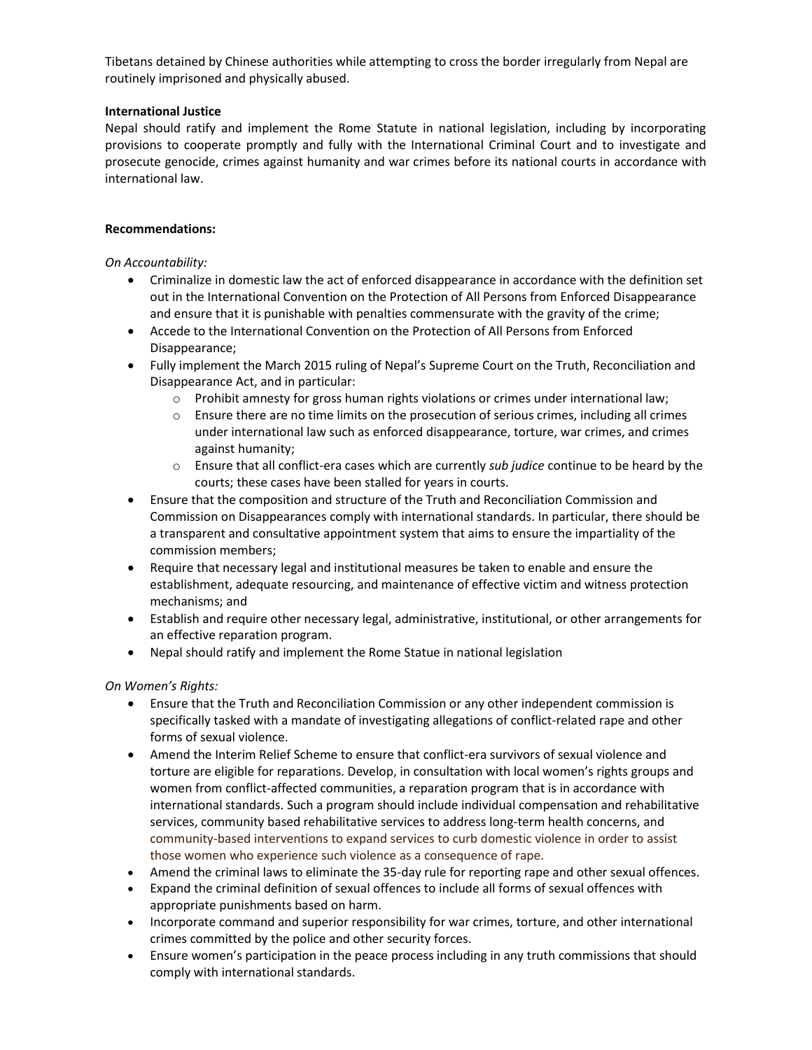Tibetans detained by Chinese authorities while attempting to cross the border irregularly from Nepal are routinely imprisoned and physically abused.

**International Justice**
Nepal should ratify and implement the Rome Statute in national legislation, including by incorporating provisions to cooperate promptly and fully with the International Criminal Court and to investigate and prosecute genocide, crimes against humanity and war crimes before its national courts in accordance with international law.

**Recommendations:**

*On Accountability:*

- Criminalize in domestic law the act of enforced disappearance in accordance with the definition set out in the International Convention on the Protection of All Persons from Enforced Disappearance and ensure that it is punishable with penalties commensurate with the gravity of the crime;
- Accede to the International Convention on the Protection of All Persons from Enforced Disappearance;
- Fully implement the March 2015 ruling of Nepal's Supreme Court on the Truth, Reconciliation and Disappearance Act, and in particular:
    - Prohibit amnesty for gross human rights violations or crimes under international law;
    - Ensure there are no time limits on the prosecution of serious crimes, including all crimes under international law such as enforced disappearance, torture, war crimes, and crimes against humanity;
    - Ensure that all conflict-era cases which are currently *sub judice* continue to be heard by the courts; these cases have been stalled for years in courts.
- Ensure that the composition and structure of the Truth and Reconciliation Commission and Commission on Disappearances comply with international standards. In particular, there should be a transparent and consultative appointment system that aims to ensure the impartiality of the commission members;
- Require that necessary legal and institutional measures be taken to enable and ensure the establishment, adequate resourcing, and maintenance of effective victim and witness protection mechanisms; and
- Establish and require other necessary legal, administrative, institutional, or other arrangements for an effective reparation program.
- Nepal should ratify and implement the Rome Statue in national legislation

*On Women's Rights:*

- Ensure that the Truth and Reconciliation Commission or any other independent commission is specifically tasked with a mandate of investigating allegations of conflict-related rape and other forms of sexual violence.
- Amend the Interim Relief Scheme to ensure that conflict-era survivors of sexual violence and torture are eligible for reparations. Develop, in consultation with local women's rights groups and women from conflict-affected communities, a reparation program that is in accordance with international standards. Such a program should include individual compensation and rehabilitative services, community based rehabilitative services to address long-term health concerns, and community-based interventions to expand services to curb domestic violence in order to assist those women who experience such violence as a consequence of rape.
- Amend the criminal laws to eliminate the 35-day rule for reporting rape and other sexual offences.
- Expand the criminal definition of sexual offences to include all forms of sexual offences with appropriate punishments based on harm.
- Incorporate command and superior responsibility for war crimes, torture, and other international crimes committed by the police and other security forces.
- Ensure women's participation in the peace process including in any truth commissions that should comply with international standards.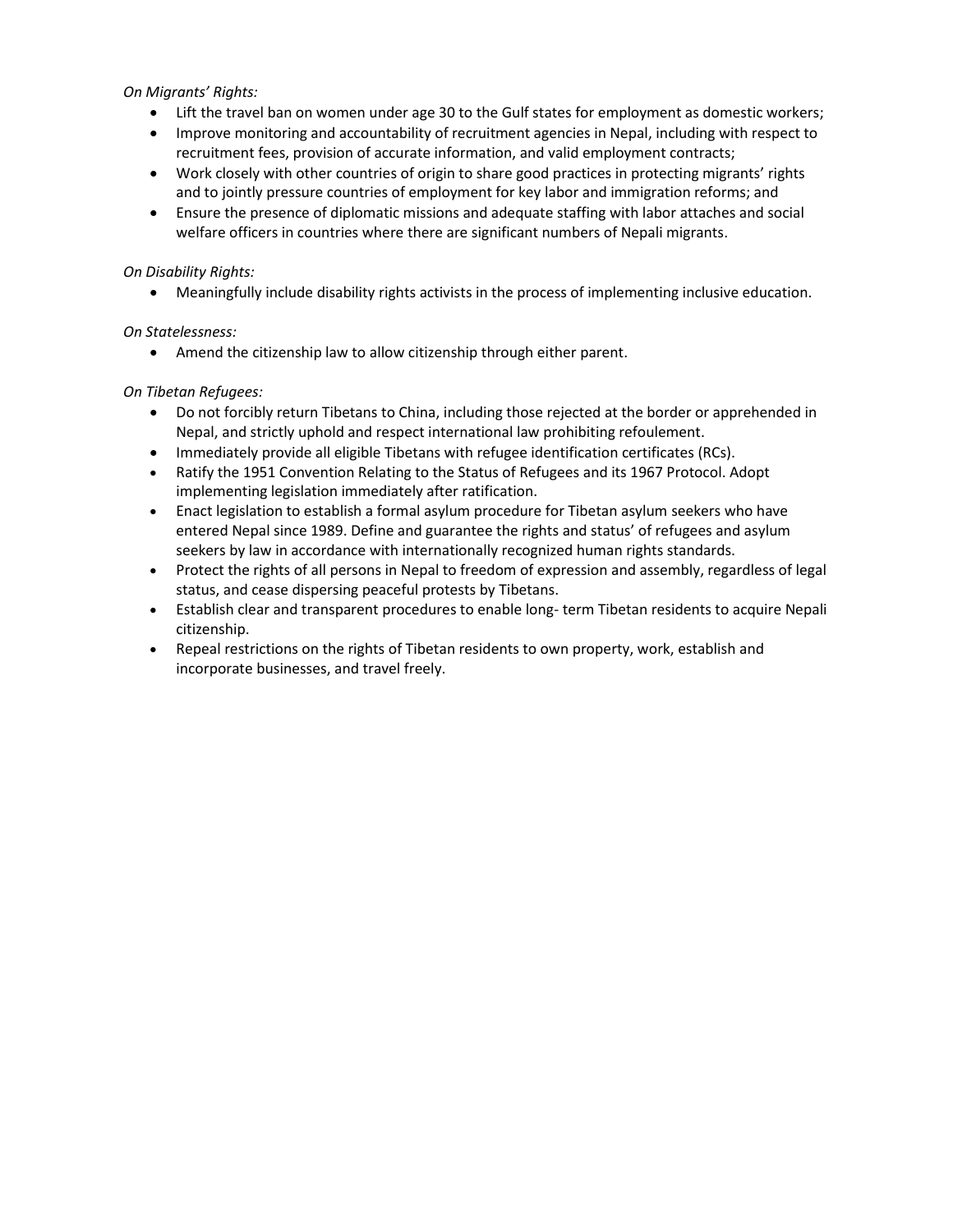*On Migrants' Rights:*

- Lift the travel ban on women under age 30 to the Gulf states for employment as domestic workers;
- Improve monitoring and accountability of recruitment agencies in Nepal, including with respect to recruitment fees, provision of accurate information, and valid employment contracts;
- Work closely with other countries of origin to share good practices in protecting migrants' rights and to jointly pressure countries of employment for key labor and immigration reforms; and
- Ensure the presence of diplomatic missions and adequate staffing with labor attaches and social welfare officers in countries where there are significant numbers of Nepali migrants.

*On Disability Rights:*

- Meaningfully include disability rights activists in the process of implementing inclusive education.

*On Statelessness:*

- Amend the citizenship law to allow citizenship through either parent.

*On Tibetan Refugees:*

- Do not forcibly return Tibetans to China, including those rejected at the border or apprehended in Nepal, and strictly uphold and respect international law prohibiting refoulement.
- Immediately provide all eligible Tibetans with refugee identification certificates (RCs).
- Ratify the 1951 Convention Relating to the Status of Refugees and its 1967 Protocol. Adopt implementing legislation immediately after ratification.
- Enact legislation to establish a formal asylum procedure for Tibetan asylum seekers who have entered Nepal since 1989. Define and guarantee the rights and status' of refugees and asylum seekers by law in accordance with internationally recognized human rights standards.
- Protect the rights of all persons in Nepal to freedom of expression and assembly, regardless of legal status, and cease dispersing peaceful protests by Tibetans.
- Establish clear and transparent procedures to enable long- term Tibetan residents to acquire Nepali citizenship.
- Repeal restrictions on the rights of Tibetan residents to own property, work, establish and incorporate businesses, and travel freely.